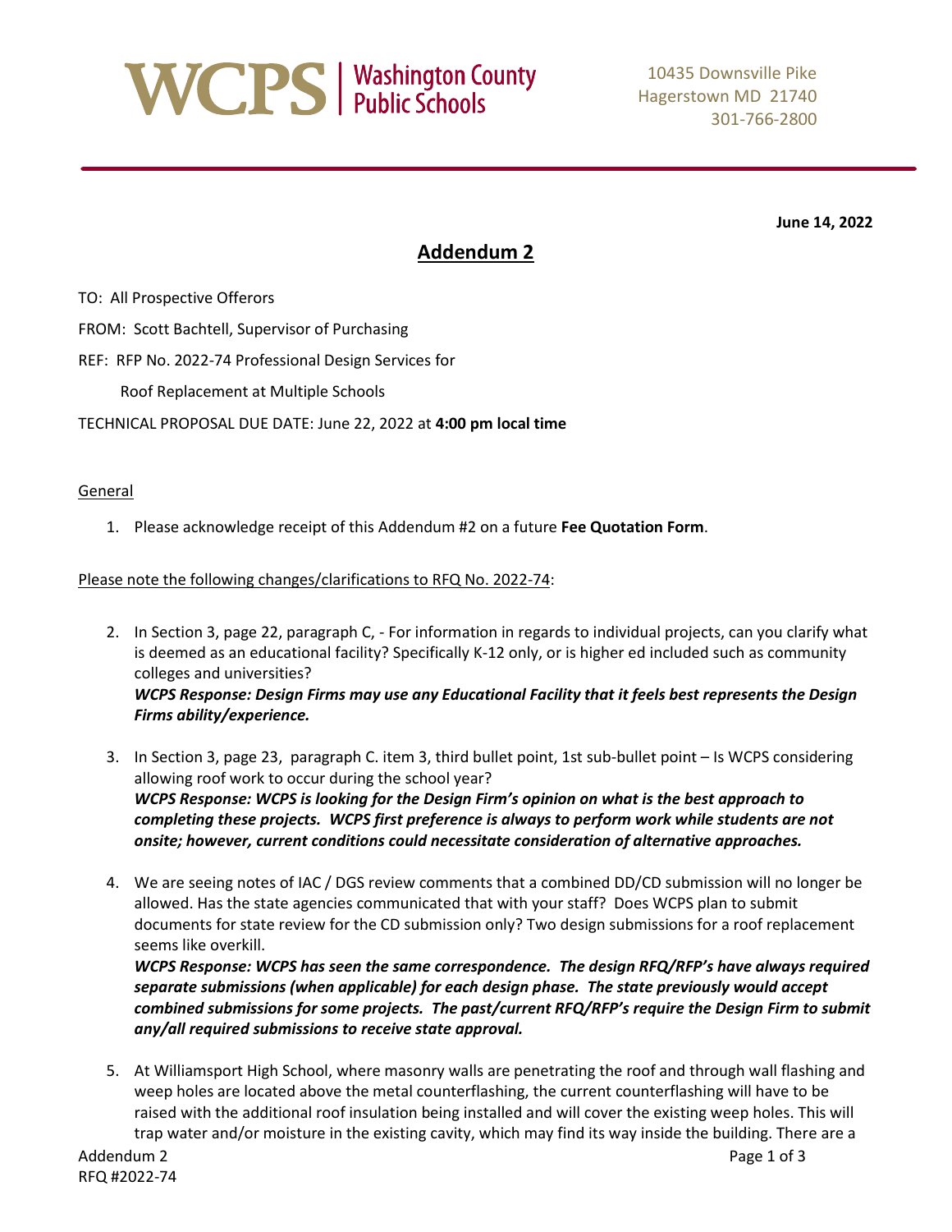**WCPS | Washington County Public Schools**

10435 Downsville Pike
Hagerstown MD 21740
301-766-2800

**June 14, 2022**

# Addendum 2

TO: All Prospective Offerors

FROM: Scott Bachtell, Supervisor of Purchasing

REF: RFP No. 2022-74 Professional Design Services for

Roof Replacement at Multiple Schools

TECHNICAL PROPOSAL DUE DATE: June 22, 2022 at **4:00 pm local time**

General

1. Please acknowledge receipt of this Addendum #2 on a future **Fee Quotation Form**.

Please note the following changes/clarifications to RFQ No. 2022-74:

2. In Section 3, page 22, paragraph C, - For information in regards to individual projects, can you clarify what is deemed as an educational facility? Specifically K-12 only, or is higher ed included such as community colleges and universities?
   ***WCPS Response: Design Firms may use any Educational Facility that it feels best represents the Design Firms ability/experience.***

3. In Section 3, page 23, paragraph C. item 3, third bullet point, 1st sub-bullet point – Is WCPS considering allowing roof work to occur during the school year?
   ***WCPS Response: WCPS is looking for the Design Firm's opinion on what is the best approach to completing these projects. WCPS first preference is always to perform work while students are not onsite; however, current conditions could necessitate consideration of alternative approaches.***

4. We are seeing notes of IAC / DGS review comments that a combined DD/CD submission will no longer be allowed. Has the state agencies communicated that with your staff? Does WCPS plan to submit documents for state review for the CD submission only? Two design submissions for a roof replacement seems like overkill.
   ***WCPS Response: WCPS has seen the same correspondence. The design RFQ/RFP's have always required separate submissions (when applicable) for each design phase. The state previously would accept combined submissions for some projects. The past/current RFQ/RFP's require the Design Firm to submit any/all required submissions to receive state approval.***

5. At Williamsport High School, where masonry walls are penetrating the roof and through wall flashing and weep holes are located above the metal counterflashing, the current counterflashing will have to be raised with the additional roof insulation being installed and will cover the existing weep holes. This will trap water and/or moisture in the existing cavity, which may find its way inside the building. There are a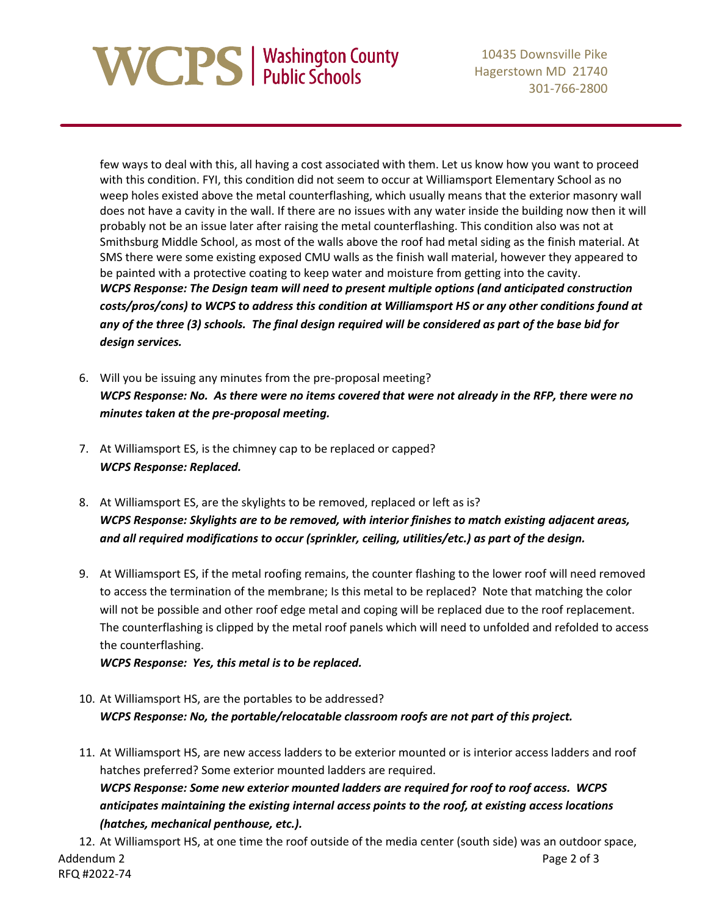few ways to deal with this, all having a cost associated with them. Let us know how you want to proceed with this condition. FYI, this condition did not seem to occur at Williamsport Elementary School as no weep holes existed above the metal counterflashing, which usually means that the exterior masonry wall does not have a cavity in the wall. If there are no issues with any water inside the building now then it will probably not be an issue later after raising the metal counterflashing. This condition also was not at Smithsburg Middle School, as most of the walls above the roof had metal siding as the finish material. At SMS there were some existing exposed CMU walls as the finish wall material, however they appeared to be painted with a protective coating to keep water and moisture from getting into the cavity.
***WCPS Response: The Design team will need to present multiple options (and anticipated construction costs/pros/cons) to WCPS to address this condition at Williamsport HS or any other conditions found at any of the three (3) schools. The final design required will be considered as part of the base bid for design services.***

6. Will you be issuing any minutes from the pre-proposal meeting?
***WCPS Response: No. As there were no items covered that were not already in the RFP, there were no minutes taken at the pre-proposal meeting.***

7. At Williamsport ES, is the chimney cap to be replaced or capped?
***WCPS Response: Replaced.***

8. At Williamsport ES, are the skylights to be removed, replaced or left as is?
***WCPS Response: Skylights are to be removed, with interior finishes to match existing adjacent areas, and all required modifications to occur (sprinkler, ceiling, utilities/etc.) as part of the design.***

9. At Williamsport ES, if the metal roofing remains, the counter flashing to the lower roof will need removed to access the termination of the membrane; Is this metal to be replaced? Note that matching the color will not be possible and other roof edge metal and coping will be replaced due to the roof replacement. The counterflashing is clipped by the metal roof panels which will need to unfolded and refolded to access the counterflashing.
***WCPS Response: Yes, this metal is to be replaced.***

10. At Williamsport HS, are the portables to be addressed?
***WCPS Response: No, the portable/relocatable classroom roofs are not part of this project.***

11. At Williamsport HS, are new access ladders to be exterior mounted or is interior access ladders and roof hatches preferred? Some exterior mounted ladders are required.
***WCPS Response: Some new exterior mounted ladders are required for roof to roof access. WCPS anticipates maintaining the existing internal access points to the roof, at existing access locations (hatches, mechanical penthouse, etc.).***

12. At Williamsport HS, at one time the roof outside of the media center (south side) was an outdoor space,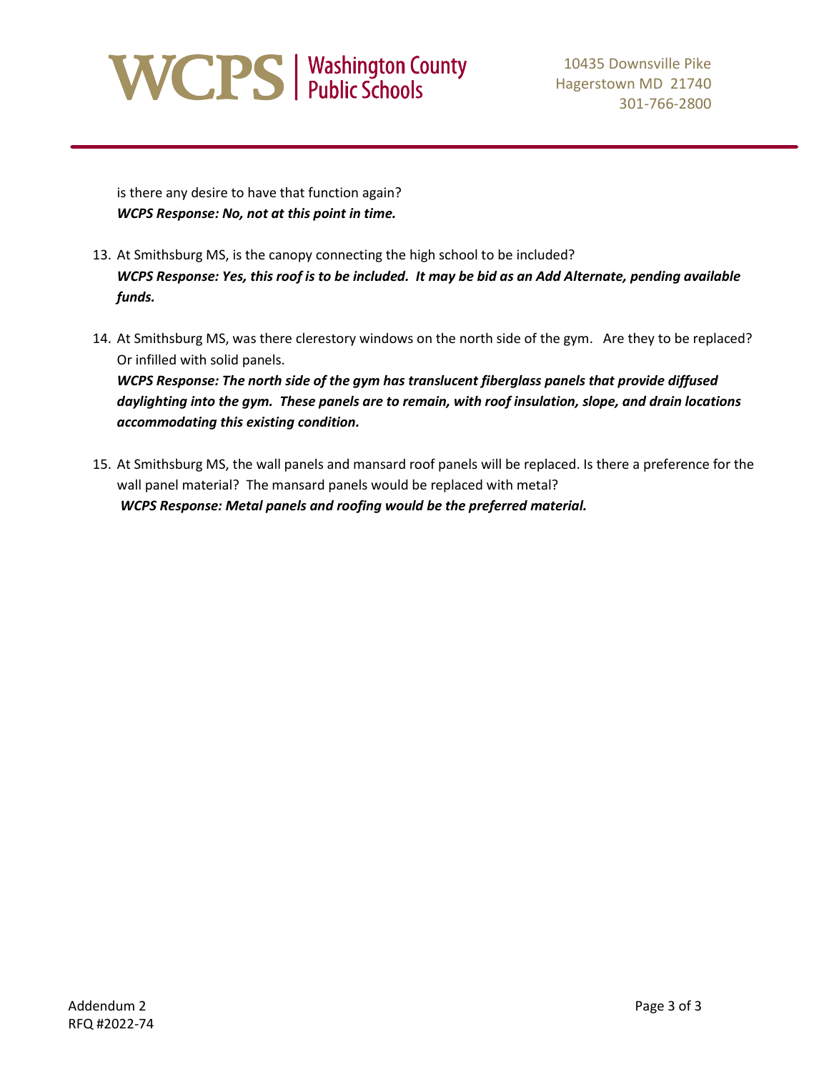is there any desire to have that function again?
***WCPS Response: No, not at this point in time.***

13. At Smithsburg MS, is the canopy connecting the high school to be included?
***WCPS Response: Yes, this roof is to be included. It may be bid as an Add Alternate, pending available funds.***

14. At Smithsburg MS, was there clerestory windows on the north side of the gym. Are they to be replaced? Or infilled with solid panels.
***WCPS Response: The north side of the gym has translucent fiberglass panels that provide diffused daylighting into the gym. These panels are to remain, with roof insulation, slope, and drain locations accommodating this existing condition.***

15. At Smithsburg MS, the wall panels and mansard roof panels will be replaced. Is there a preference for the wall panel material? The mansard panels would be replaced with metal?
***WCPS Response: Metal panels and roofing would be the preferred material.***

Addendum 2
RFQ #2022-74